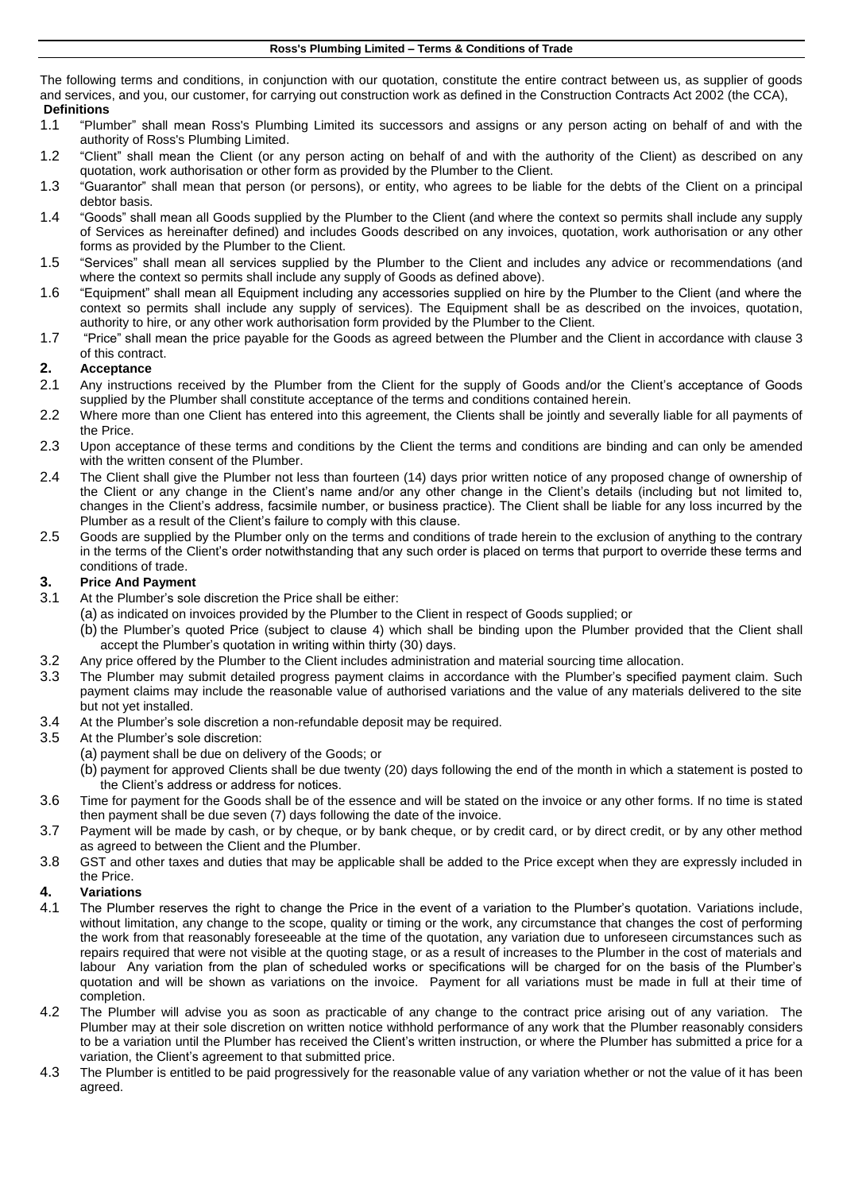# Ross's Plumbing Limited – Terms & Conditions of Trade

The following terms and conditions, in conjunction with our quotation, constitute the entire contract between us, as supplier of goods and services, and you, our customer, for carrying out construction work as defined in the Construction Contracts Act 2002 (the CCA),

**Definitions**

1.1 "Plumber" shall mean Ross's Plumbing Limited its successors and assigns or any person acting on behalf of and with the authority of Ross's Plumbing Limited.

1.2 "Client" shall mean the Client (or any person acting on behalf of and with the authority of the Client) as described on any quotation, work authorisation or other form as provided by the Plumber to the Client.

1.3 "Guarantor" shall mean that person (or persons), or entity, who agrees to be liable for the debts of the Client on a principal debtor basis.

1.4 "Goods" shall mean all Goods supplied by the Plumber to the Client (and where the context so permits shall include any supply of Services as hereinafter defined) and includes Goods described on any invoices, quotation, work authorisation or any other forms as provided by the Plumber to the Client.

1.5 "Services" shall mean all services supplied by the Plumber to the Client and includes any advice or recommendations (and where the context so permits shall include any supply of Goods as defined above).

1.6 "Equipment" shall mean all Equipment including any accessories supplied on hire by the Plumber to the Client (and where the context so permits shall include any supply of services). The Equipment shall be as described on the invoices, quotation, authority to hire, or any other work authorisation form provided by the Plumber to the Client.

1.7 "Price" shall mean the price payable for the Goods as agreed between the Plumber and the Client in accordance with clause 3 of this contract.

**2. Acceptance**

2.1 Any instructions received by the Plumber from the Client for the supply of Goods and/or the Client's acceptance of Goods supplied by the Plumber shall constitute acceptance of the terms and conditions contained herein.

2.2 Where more than one Client has entered into this agreement, the Clients shall be jointly and severally liable for all payments of the Price.

2.3 Upon acceptance of these terms and conditions by the Client the terms and conditions are binding and can only be amended with the written consent of the Plumber.

2.4 The Client shall give the Plumber not less than fourteen (14) days prior written notice of any proposed change of ownership of the Client or any change in the Client's name and/or any other change in the Client's details (including but not limited to, changes in the Client's address, facsimile number, or business practice). The Client shall be liable for any loss incurred by the Plumber as a result of the Client's failure to comply with this clause.

2.5 Goods are supplied by the Plumber only on the terms and conditions of trade herein to the exclusion of anything to the contrary in the terms of the Client's order notwithstanding that any such order is placed on terms that purport to override these terms and conditions of trade.

**3. Price And Payment**

3.1 At the Plumber's sole discretion the Price shall be either:
(a) as indicated on invoices provided by the Plumber to the Client in respect of Goods supplied; or
(b) the Plumber's quoted Price (subject to clause 4) which shall be binding upon the Plumber provided that the Client shall accept the Plumber's quotation in writing within thirty (30) days.

3.2 Any price offered by the Plumber to the Client includes administration and material sourcing time allocation.

3.3 The Plumber may submit detailed progress payment claims in accordance with the Plumber's specified payment claim. Such payment claims may include the reasonable value of authorised variations and the value of any materials delivered to the site but not yet installed.

3.4 At the Plumber's sole discretion a non-refundable deposit may be required.

3.5 At the Plumber's sole discretion:
(a) payment shall be due on delivery of the Goods; or
(b) payment for approved Clients shall be due twenty (20) days following the end of the month in which a statement is posted to the Client's address or address for notices.

3.6 Time for payment for the Goods shall be of the essence and will be stated on the invoice or any other forms. If no time is stated then payment shall be due seven (7) days following the date of the invoice.

3.7 Payment will be made by cash, or by cheque, or by bank cheque, or by credit card, or by direct credit, or by any other method as agreed to between the Client and the Plumber.

3.8 GST and other taxes and duties that may be applicable shall be added to the Price except when they are expressly included in the Price.

**4. Variations**

4.1 The Plumber reserves the right to change the Price in the event of a variation to the Plumber's quotation. Variations include, without limitation, any change to the scope, quality or timing or the work, any circumstance that changes the cost of performing the work from that reasonably foreseeable at the time of the quotation, any variation due to unforeseen circumstances such as repairs required that were not visible at the quoting stage, or as a result of increases to the Plumber in the cost of materials and labour Any variation from the plan of scheduled works or specifications will be charged for on the basis of the Plumber's quotation and will be shown as variations on the invoice. Payment for all variations must be made in full at their time of completion.

4.2 The Plumber will advise you as soon as practicable of any change to the contract price arising out of any variation. The Plumber may at their sole discretion on written notice withhold performance of any work that the Plumber reasonably considers to be a variation until the Plumber has received the Client's written instruction, or where the Plumber has submitted a price for a variation, the Client's agreement to that submitted price.

4.3 The Plumber is entitled to be paid progressively for the reasonable value of any variation whether or not the value of it has been agreed.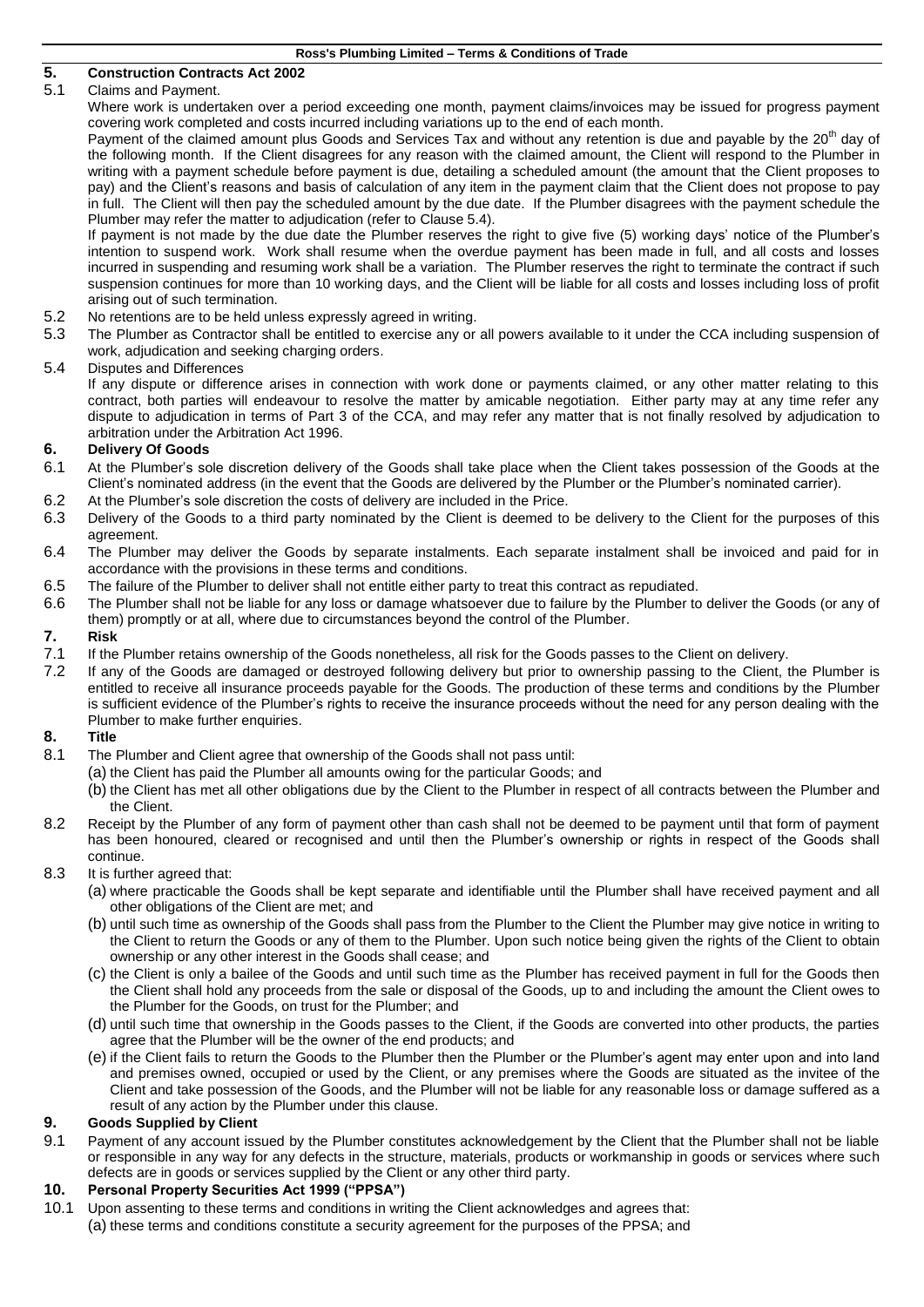## 5. Construction Contracts Act 2002

5.1 Claims and Payment.

Where work is undertaken over a period exceeding one month, payment claims/invoices may be issued for progress payment covering work completed and costs incurred including variations up to the end of each month.

Payment of the claimed amount plus Goods and Services Tax and without any retention is due and payable by the 20th day of the following month. If the Client disagrees for any reason with the claimed amount, the Client will respond to the Plumber in writing with a payment schedule before payment is due, detailing a scheduled amount (the amount that the Client proposes to pay) and the Client's reasons and basis of calculation of any item in the payment claim that the Client does not propose to pay in full. The Client will then pay the scheduled amount by the due date. If the Plumber disagrees with the payment schedule the Plumber may refer the matter to adjudication (refer to Clause 5.4).

If payment is not made by the due date the Plumber reserves the right to give five (5) working days' notice of the Plumber's intention to suspend work. Work shall resume when the overdue payment has been made in full, and all costs and losses incurred in suspending and resuming work shall be a variation. The Plumber reserves the right to terminate the contract if such suspension continues for more than 10 working days, and the Client will be liable for all costs and losses including loss of profit arising out of such termination.

5.2 No retentions are to be held unless expressly agreed in writing.

5.3 The Plumber as Contractor shall be entitled to exercise any or all powers available to it under the CCA including suspension of work, adjudication and seeking charging orders.

5.4 Disputes and Differences

If any dispute or difference arises in connection with work done or payments claimed, or any other matter relating to this contract, both parties will endeavour to resolve the matter by amicable negotiation. Either party may at any time refer any dispute to adjudication in terms of Part 3 of the CCA, and may refer any matter that is not finally resolved by adjudication to arbitration under the Arbitration Act 1996.

## 6. Delivery Of Goods

6.1 At the Plumber's sole discretion delivery of the Goods shall take place when the Client takes possession of the Goods at the Client's nominated address (in the event that the Goods are delivered by the Plumber or the Plumber's nominated carrier).

6.2 At the Plumber's sole discretion the costs of delivery are included in the Price.

6.3 Delivery of the Goods to a third party nominated by the Client is deemed to be delivery to the Client for the purposes of this agreement.

6.4 The Plumber may deliver the Goods by separate instalments. Each separate instalment shall be invoiced and paid for in accordance with the provisions in these terms and conditions.

6.5 The failure of the Plumber to deliver shall not entitle either party to treat this contract as repudiated.

6.6 The Plumber shall not be liable for any loss or damage whatsoever due to failure by the Plumber to deliver the Goods (or any of them) promptly or at all, where due to circumstances beyond the control of the Plumber.

## 7. Risk

7.1 If the Plumber retains ownership of the Goods nonetheless, all risk for the Goods passes to the Client on delivery.

7.2 If any of the Goods are damaged or destroyed following delivery but prior to ownership passing to the Client, the Plumber is entitled to receive all insurance proceeds payable for the Goods. The production of these terms and conditions by the Plumber is sufficient evidence of the Plumber's rights to receive the insurance proceeds without the need for any person dealing with the Plumber to make further enquiries.

## 8. Title

8.1 The Plumber and Client agree that ownership of the Goods shall not pass until:

(a) the Client has paid the Plumber all amounts owing for the particular Goods; and

(b) the Client has met all other obligations due by the Client to the Plumber in respect of all contracts between the Plumber and the Client.

8.2 Receipt by the Plumber of any form of payment other than cash shall not be deemed to be payment until that form of payment has been honoured, cleared or recognised and until then the Plumber's ownership or rights in respect of the Goods shall continue.

8.3 It is further agreed that:

(a) where practicable the Goods shall be kept separate and identifiable until the Plumber shall have received payment and all other obligations of the Client are met; and

(b) until such time as ownership of the Goods shall pass from the Plumber to the Client the Plumber may give notice in writing to the Client to return the Goods or any of them to the Plumber. Upon such notice being given the rights of the Client to obtain ownership or any other interest in the Goods shall cease; and

(c) the Client is only a bailee of the Goods and until such time as the Plumber has received payment in full for the Goods then the Client shall hold any proceeds from the sale or disposal of the Goods, up to and including the amount the Client owes to the Plumber for the Goods, on trust for the Plumber; and

(d) until such time that ownership in the Goods passes to the Client, if the Goods are converted into other products, the parties agree that the Plumber will be the owner of the end products; and

(e) if the Client fails to return the Goods to the Plumber then the Plumber or the Plumber's agent may enter upon and into land and premises owned, occupied or used by the Client, or any premises where the Goods are situated as the invitee of the Client and take possession of the Goods, and the Plumber will not be liable for any reasonable loss or damage suffered as a result of any action by the Plumber under this clause.

## 9. Goods Supplied by Client

9.1 Payment of any account issued by the Plumber constitutes acknowledgement by the Client that the Plumber shall not be liable or responsible in any way for any defects in the structure, materials, products or workmanship in goods or services where such defects are in goods or services supplied by the Client or any other third party.

## 10. Personal Property Securities Act 1999 ("PPSA")

10.1 Upon assenting to these terms and conditions in writing the Client acknowledges and agrees that:

(a) these terms and conditions constitute a security agreement for the purposes of the PPSA; and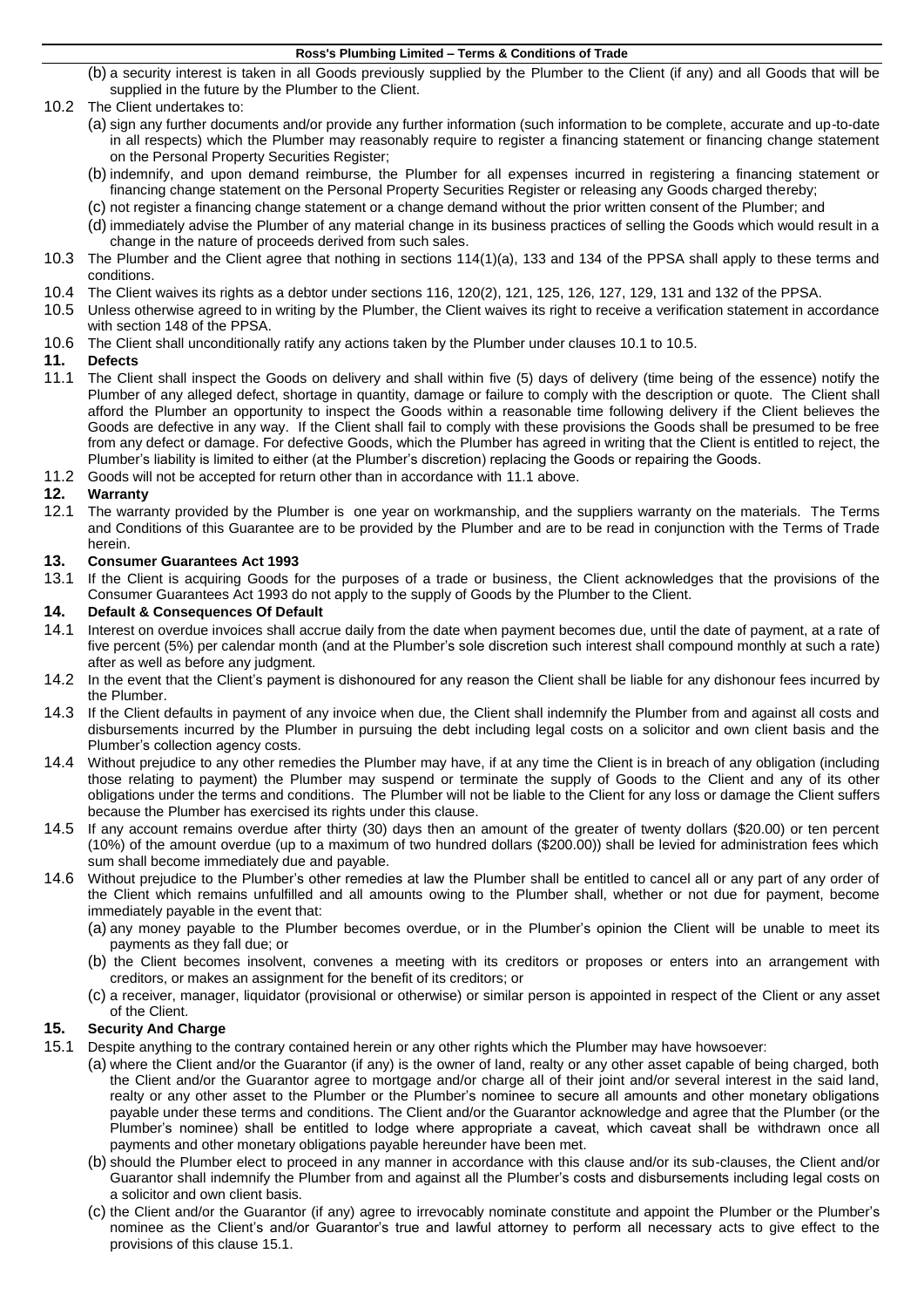(b) a security interest is taken in all Goods previously supplied by the Plumber to the Client (if any) and all Goods that will be supplied in the future by the Plumber to the Client.

10.2 The Client undertakes to:

(a) sign any further documents and/or provide any further information (such information to be complete, accurate and up-to-date in all respects) which the Plumber may reasonably require to register a financing statement or financing change statement on the Personal Property Securities Register;

(b) indemnify, and upon demand reimburse, the Plumber for all expenses incurred in registering a financing statement or financing change statement on the Personal Property Securities Register or releasing any Goods charged thereby;

(c) not register a financing change statement or a change demand without the prior written consent of the Plumber; and

(d) immediately advise the Plumber of any material change in its business practices of selling the Goods which would result in a change in the nature of proceeds derived from such sales.

10.3 The Plumber and the Client agree that nothing in sections 114(1)(a), 133 and 134 of the PPSA shall apply to these terms and conditions.

10.4 The Client waives its rights as a debtor under sections 116, 120(2), 121, 125, 126, 127, 129, 131 and 132 of the PPSA.

10.5 Unless otherwise agreed to in writing by the Plumber, the Client waives its right to receive a verification statement in accordance with section 148 of the PPSA.

10.6 The Client shall unconditionally ratify any actions taken by the Plumber under clauses 10.1 to 10.5.

## 11. Defects

11.1 The Client shall inspect the Goods on delivery and shall within five (5) days of delivery (time being of the essence) notify the Plumber of any alleged defect, shortage in quantity, damage or failure to comply with the description or quote. The Client shall afford the Plumber an opportunity to inspect the Goods within a reasonable time following delivery if the Client believes the Goods are defective in any way. If the Client shall fail to comply with these provisions the Goods shall be presumed to be free from any defect or damage. For defective Goods, which the Plumber has agreed in writing that the Client is entitled to reject, the Plumber's liability is limited to either (at the Plumber's discretion) replacing the Goods or repairing the Goods.

11.2 Goods will not be accepted for return other than in accordance with 11.1 above.

## 12. Warranty

12.1 The warranty provided by the Plumber is one year on workmanship, and the suppliers warranty on the materials. The Terms and Conditions of this Guarantee are to be provided by the Plumber and are to be read in conjunction with the Terms of Trade herein.

## 13. Consumer Guarantees Act 1993

13.1 If the Client is acquiring Goods for the purposes of a trade or business, the Client acknowledges that the provisions of the Consumer Guarantees Act 1993 do not apply to the supply of Goods by the Plumber to the Client.

## 14. Default & Consequences Of Default

14.1 Interest on overdue invoices shall accrue daily from the date when payment becomes due, until the date of payment, at a rate of five percent (5%) per calendar month (and at the Plumber's sole discretion such interest shall compound monthly at such a rate) after as well as before any judgment.

14.2 In the event that the Client's payment is dishonoured for any reason the Client shall be liable for any dishonour fees incurred by the Plumber.

14.3 If the Client defaults in payment of any invoice when due, the Client shall indemnify the Plumber from and against all costs and disbursements incurred by the Plumber in pursuing the debt including legal costs on a solicitor and own client basis and the Plumber's collection agency costs.

14.4 Without prejudice to any other remedies the Plumber may have, if at any time the Client is in breach of any obligation (including those relating to payment) the Plumber may suspend or terminate the supply of Goods to the Client and any of its other obligations under the terms and conditions. The Plumber will not be liable to the Client for any loss or damage the Client suffers because the Plumber has exercised its rights under this clause.

14.5 If any account remains overdue after thirty (30) days then an amount of the greater of twenty dollars ($20.00) or ten percent (10%) of the amount overdue (up to a maximum of two hundred dollars ($200.00)) shall be levied for administration fees which sum shall become immediately due and payable.

14.6 Without prejudice to the Plumber's other remedies at law the Plumber shall be entitled to cancel all or any part of any order of the Client which remains unfulfilled and all amounts owing to the Plumber shall, whether or not due for payment, become immediately payable in the event that:

(a) any money payable to the Plumber becomes overdue, or in the Plumber's opinion the Client will be unable to meet its payments as they fall due; or

(b) the Client becomes insolvent, convenes a meeting with its creditors or proposes or enters into an arrangement with creditors, or makes an assignment for the benefit of its creditors; or

(c) a receiver, manager, liquidator (provisional or otherwise) or similar person is appointed in respect of the Client or any asset of the Client.

## 15. Security And Charge

15.1 Despite anything to the contrary contained herein or any other rights which the Plumber may have howsoever:

(a) where the Client and/or the Guarantor (if any) is the owner of land, realty or any other asset capable of being charged, both the Client and/or the Guarantor agree to mortgage and/or charge all of their joint and/or several interest in the said land, realty or any other asset to the Plumber or the Plumber's nominee to secure all amounts and other monetary obligations payable under these terms and conditions. The Client and/or the Guarantor acknowledge and agree that the Plumber (or the Plumber's nominee) shall be entitled to lodge where appropriate a caveat, which caveat shall be withdrawn once all payments and other monetary obligations payable hereunder have been met.

(b) should the Plumber elect to proceed in any manner in accordance with this clause and/or its sub-clauses, the Client and/or Guarantor shall indemnify the Plumber from and against all the Plumber's costs and disbursements including legal costs on a solicitor and own client basis.

(c) the Client and/or the Guarantor (if any) agree to irrevocably nominate constitute and appoint the Plumber or the Plumber's nominee as the Client's and/or Guarantor's true and lawful attorney to perform all necessary acts to give effect to the provisions of this clause 15.1.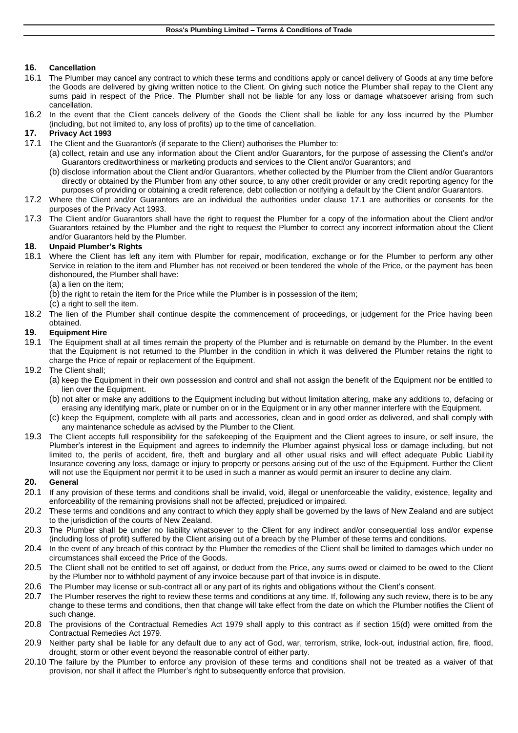## 16. Cancellation

16.1 The Plumber may cancel any contract to which these terms and conditions apply or cancel delivery of Goods at any time before the Goods are delivered by giving written notice to the Client. On giving such notice the Plumber shall repay to the Client any sums paid in respect of the Price. The Plumber shall not be liable for any loss or damage whatsoever arising from such cancellation.

16.2 In the event that the Client cancels delivery of the Goods the Client shall be liable for any loss incurred by the Plumber (including, but not limited to, any loss of profits) up to the time of cancellation.

## 17. Privacy Act 1993

17.1 The Client and the Guarantor/s (if separate to the Client) authorises the Plumber to:

(a) collect, retain and use any information about the Client and/or Guarantors, for the purpose of assessing the Client's and/or Guarantors creditworthiness or marketing products and services to the Client and/or Guarantors; and

(b) disclose information about the Client and/or Guarantors, whether collected by the Plumber from the Client and/or Guarantors directly or obtained by the Plumber from any other source, to any other credit provider or any credit reporting agency for the purposes of providing or obtaining a credit reference, debt collection or notifying a default by the Client and/or Guarantors.

17.2 Where the Client and/or Guarantors are an individual the authorities under clause 17.1 are authorities or consents for the purposes of the Privacy Act 1993.

17.3 The Client and/or Guarantors shall have the right to request the Plumber for a copy of the information about the Client and/or Guarantors retained by the Plumber and the right to request the Plumber to correct any incorrect information about the Client and/or Guarantors held by the Plumber.

## 18. Unpaid Plumber's Rights

18.1 Where the Client has left any item with Plumber for repair, modification, exchange or for the Plumber to perform any other Service in relation to the item and Plumber has not received or been tendered the whole of the Price, or the payment has been dishonoured, the Plumber shall have:

(a) a lien on the item;

(b) the right to retain the item for the Price while the Plumber is in possession of the item;

(c) a right to sell the item.

18.2 The lien of the Plumber shall continue despite the commencement of proceedings, or judgement for the Price having been obtained.

## 19. Equipment Hire

19.1 The Equipment shall at all times remain the property of the Plumber and is returnable on demand by the Plumber. In the event that the Equipment is not returned to the Plumber in the condition in which it was delivered the Plumber retains the right to charge the Price of repair or replacement of the Equipment.

19.2 The Client shall;

(a) keep the Equipment in their own possession and control and shall not assign the benefit of the Equipment nor be entitled to lien over the Equipment.

(b) not alter or make any additions to the Equipment including but without limitation altering, make any additions to, defacing or erasing any identifying mark, plate or number on or in the Equipment or in any other manner interfere with the Equipment.

(c) keep the Equipment, complete with all parts and accessories, clean and in good order as delivered, and shall comply with any maintenance schedule as advised by the Plumber to the Client.

19.3 The Client accepts full responsibility for the safekeeping of the Equipment and the Client agrees to insure, or self insure, the Plumber's interest in the Equipment and agrees to indemnify the Plumber against physical loss or damage including, but not limited to, the perils of accident, fire, theft and burglary and all other usual risks and will effect adequate Public Liability Insurance covering any loss, damage or injury to property or persons arising out of the use of the Equipment. Further the Client will not use the Equipment nor permit it to be used in such a manner as would permit an insurer to decline any claim.

## 20. General

20.1 If any provision of these terms and conditions shall be invalid, void, illegal or unenforceable the validity, existence, legality and enforceability of the remaining provisions shall not be affected, prejudiced or impaired.

20.2 These terms and conditions and any contract to which they apply shall be governed by the laws of New Zealand and are subject to the jurisdiction of the courts of New Zealand.

20.3 The Plumber shall be under no liability whatsoever to the Client for any indirect and/or consequential loss and/or expense (including loss of profit) suffered by the Client arising out of a breach by the Plumber of these terms and conditions.

20.4 In the event of any breach of this contract by the Plumber the remedies of the Client shall be limited to damages which under no circumstances shall exceed the Price of the Goods.

20.5 The Client shall not be entitled to set off against, or deduct from the Price, any sums owed or claimed to be owed to the Client by the Plumber nor to withhold payment of any invoice because part of that invoice is in dispute.

20.6 The Plumber may license or sub-contract all or any part of its rights and obligations without the Client's consent.

20.7 The Plumber reserves the right to review these terms and conditions at any time. If, following any such review, there is to be any change to these terms and conditions, then that change will take effect from the date on which the Plumber notifies the Client of such change.

20.8 The provisions of the Contractual Remedies Act 1979 shall apply to this contract as if section 15(d) were omitted from the Contractual Remedies Act 1979.

20.9 Neither party shall be liable for any default due to any act of God, war, terrorism, strike, lock-out, industrial action, fire, flood, drought, storm or other event beyond the reasonable control of either party.

20.10 The failure by the Plumber to enforce any provision of these terms and conditions shall not be treated as a waiver of that provision, nor shall it affect the Plumber's right to subsequently enforce that provision.